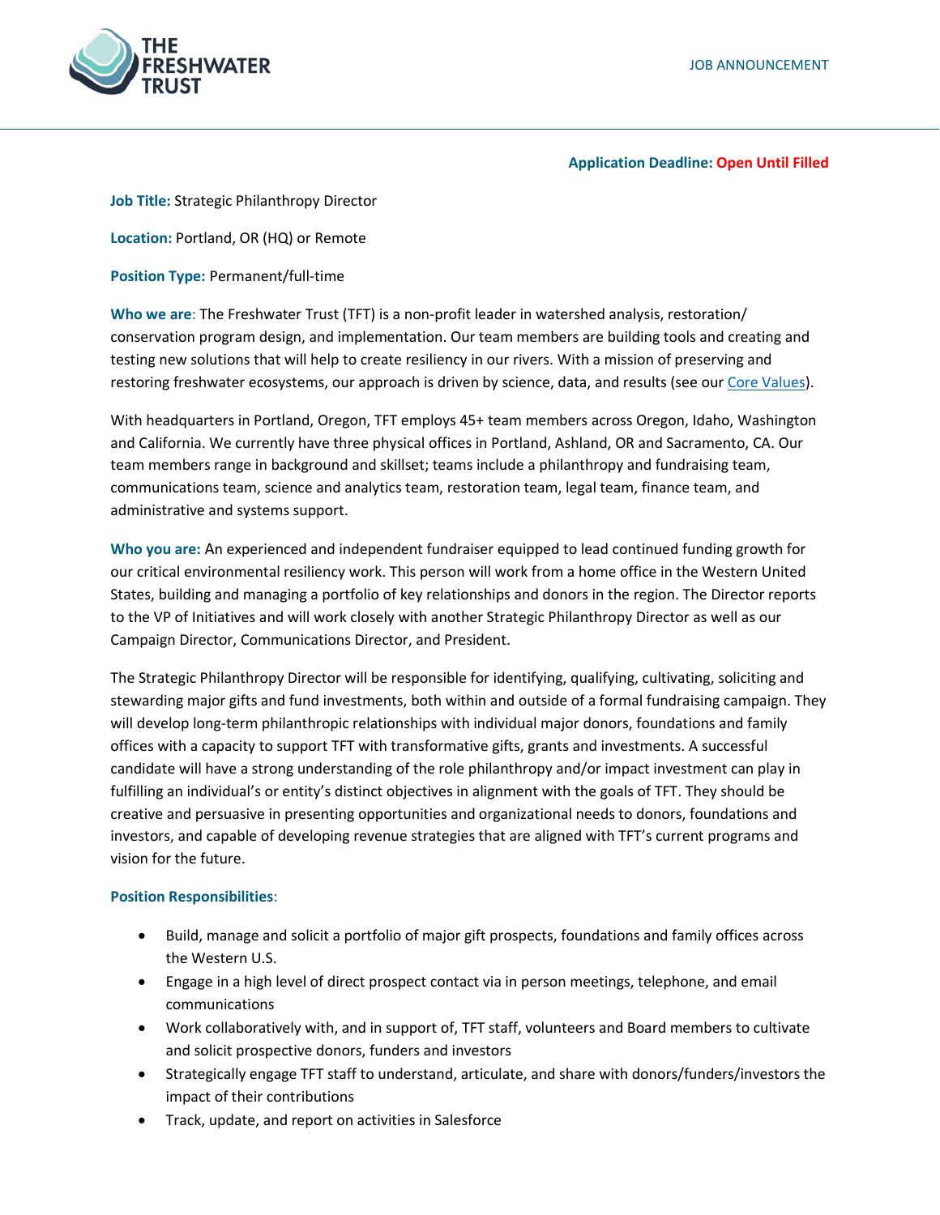JOB ANNOUNCEMENT

**Application Deadline: Open Until Filled**

**Job Title:** Strategic Philanthropy Director

**Location:** Portland, OR (HQ) or Remote

**Position Type:** Permanent/full-time

**Who we are**: The Freshwater Trust (TFT) is a non-profit leader in watershed analysis, restoration/ conservation program design, and implementation. Our team members are building tools and creating and testing new solutions that will help to create resiliency in our rivers. With a mission of preserving and restoring freshwater ecosystems, our approach is driven by science, data, and results (see our Core Values).

With headquarters in Portland, Oregon, TFT employs 45+ team members across Oregon, Idaho, Washington and California. We currently have three physical offices in Portland, Ashland, OR and Sacramento, CA. Our team members range in background and skillset; teams include a philanthropy and fundraising team, communications team, science and analytics team, restoration team, legal team, finance team, and administrative and systems support.

**Who you are:** An experienced and independent fundraiser equipped to lead continued funding growth for our critical environmental resiliency work. This person will work from a home office in the Western United States, building and managing a portfolio of key relationships and donors in the region. The Director reports to the VP of Initiatives and will work closely with another Strategic Philanthropy Director as well as our Campaign Director, Communications Director, and President.

The Strategic Philanthropy Director will be responsible for identifying, qualifying, cultivating, soliciting and stewarding major gifts and fund investments, both within and outside of a formal fundraising campaign. They will develop long-term philanthropic relationships with individual major donors, foundations and family offices with a capacity to support TFT with transformative gifts, grants and investments. A successful candidate will have a strong understanding of the role philanthropy and/or impact investment can play in fulfilling an individual's or entity's distinct objectives in alignment with the goals of TFT. They should be creative and persuasive in presenting opportunities and organizational needs to donors, foundations and investors, and capable of developing revenue strategies that are aligned with TFT's current programs and vision for the future.

**Position Responsibilities**:

- Build, manage and solicit a portfolio of major gift prospects, foundations and family offices across the Western U.S.
- Engage in a high level of direct prospect contact via in person meetings, telephone, and email communications
- Work collaboratively with, and in support of, TFT staff, volunteers and Board members to cultivate and solicit prospective donors, funders and investors
- Strategically engage TFT staff to understand, articulate, and share with donors/funders/investors the impact of their contributions
- Track, update, and report on activities in Salesforce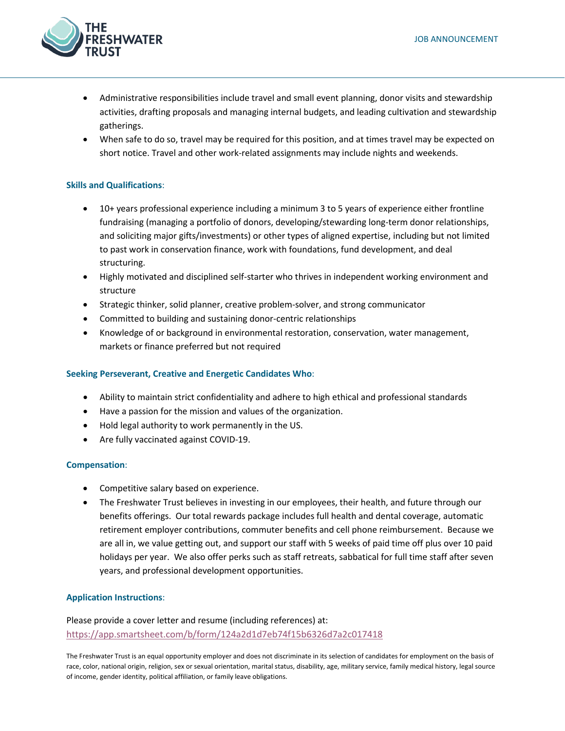- Administrative responsibilities include travel and small event planning, donor visits and stewardship activities, drafting proposals and managing internal budgets, and leading cultivation and stewardship gatherings.
- When safe to do so, travel may be required for this position, and at times travel may be expected on short notice. Travel and other work-related assignments may include nights and weekends.

**Skills and Qualifications**:

- 10+ years professional experience including a minimum 3 to 5 years of experience either frontline fundraising (managing a portfolio of donors, developing/stewarding long-term donor relationships, and soliciting major gifts/investments) or other types of aligned expertise, including but not limited to past work in conservation finance, work with foundations, fund development, and deal structuring.
- Highly motivated and disciplined self-starter who thrives in independent working environment and structure
- Strategic thinker, solid planner, creative problem-solver, and strong communicator
- Committed to building and sustaining donor-centric relationships
- Knowledge of or background in environmental restoration, conservation, water management, markets or finance preferred but not required

**Seeking Perseverant, Creative and Energetic Candidates Who**:

- Ability to maintain strict confidentiality and adhere to high ethical and professional standards
- Have a passion for the mission and values of the organization.
- Hold legal authority to work permanently in the US.
- Are fully vaccinated against COVID-19.

**Compensation**:

- Competitive salary based on experience.
- The Freshwater Trust believes in investing in our employees, their health, and future through our benefits offerings. Our total rewards package includes full health and dental coverage, automatic retirement employer contributions, commuter benefits and cell phone reimbursement. Because we are all in, we value getting out, and support our staff with 5 weeks of paid time off plus over 10 paid holidays per year. We also offer perks such as staff retreats, sabbatical for full time staff after seven years, and professional development opportunities.

**Application Instructions**:

Please provide a cover letter and resume (including references) at:
https://app.smartsheet.com/b/form/124a2d1d7eb74f15b6326d7a2c017418

The Freshwater Trust is an equal opportunity employer and does not discriminate in its selection of candidates for employment on the basis of race, color, national origin, religion, sex or sexual orientation, marital status, disability, age, military service, family medical history, legal source of income, gender identity, political affiliation, or family leave obligations.